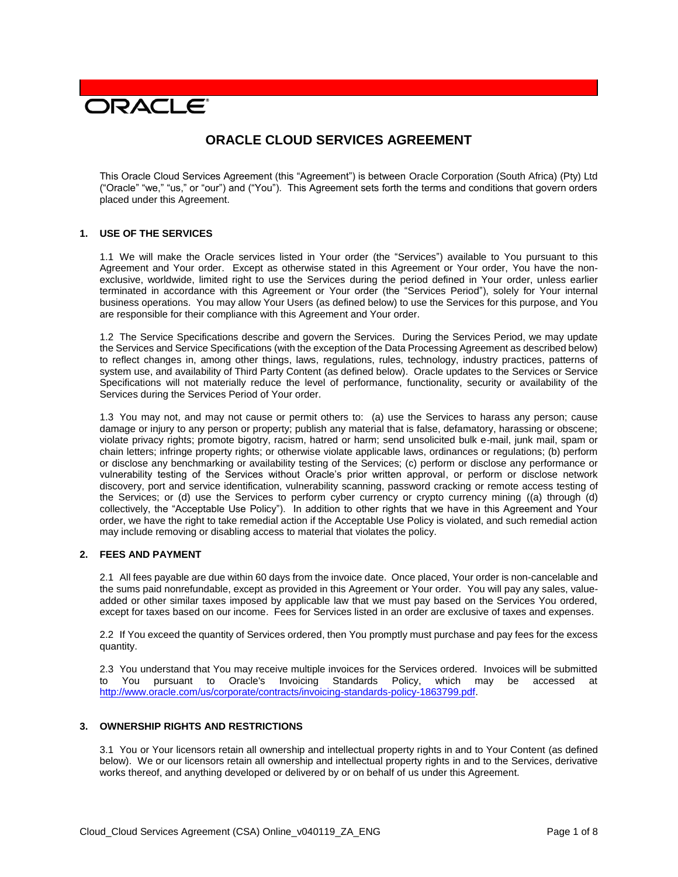ORACLE

# ORACLE CLOUD SERVICES AGREEMENT

This Oracle Cloud Services Agreement (this "Agreement") is between Oracle Corporation (South Africa) (Pty) Ltd ("Oracle" "we," "us," or "our") and ("You"). This Agreement sets forth the terms and conditions that govern orders placed under this Agreement.

## 1. USE OF THE SERVICES

1.1 We will make the Oracle services listed in Your order (the "Services") available to You pursuant to this Agreement and Your order. Except as otherwise stated in this Agreement or Your order, You have the non-exclusive, worldwide, limited right to use the Services during the period defined in Your order, unless earlier terminated in accordance with this Agreement or Your order (the "Services Period"), solely for Your internal business operations. You may allow Your Users (as defined below) to use the Services for this purpose, and You are responsible for their compliance with this Agreement and Your order.

1.2 The Service Specifications describe and govern the Services. During the Services Period, we may update the Services and Service Specifications (with the exception of the Data Processing Agreement as described below) to reflect changes in, among other things, laws, regulations, rules, technology, industry practices, patterns of system use, and availability of Third Party Content (as defined below). Oracle updates to the Services or Service Specifications will not materially reduce the level of performance, functionality, security or availability of the Services during the Services Period of Your order.

1.3 You may not, and may not cause or permit others to: (a) use the Services to harass any person; cause damage or injury to any person or property; publish any material that is false, defamatory, harassing or obscene; violate privacy rights; promote bigotry, racism, hatred or harm; send unsolicited bulk e-mail, junk mail, spam or chain letters; infringe property rights; or otherwise violate applicable laws, ordinances or regulations; (b) perform or disclose any benchmarking or availability testing of the Services; (c) perform or disclose any performance or vulnerability testing of the Services without Oracle's prior written approval, or perform or disclose network discovery, port and service identification, vulnerability scanning, password cracking or remote access testing of the Services; or (d) use the Services to perform cyber currency or crypto currency mining ((a) through (d) collectively, the "Acceptable Use Policy"). In addition to other rights that we have in this Agreement and Your order, we have the right to take remedial action if the Acceptable Use Policy is violated, and such remedial action may include removing or disabling access to material that violates the policy.

## 2. FEES AND PAYMENT

2.1 All fees payable are due within 60 days from the invoice date. Once placed, Your order is non-cancelable and the sums paid nonrefundable, except as provided in this Agreement or Your order. You will pay any sales, value-added or other similar taxes imposed by applicable law that we must pay based on the Services You ordered, except for taxes based on our income. Fees for Services listed in an order are exclusive of taxes and expenses.

2.2 If You exceed the quantity of Services ordered, then You promptly must purchase and pay fees for the excess quantity.

2.3 You understand that You may receive multiple invoices for the Services ordered. Invoices will be submitted to You pursuant to Oracle's Invoicing Standards Policy, which may be accessed at http://www.oracle.com/us/corporate/contracts/invoicing-standards-policy-1863799.pdf.

## 3. OWNERSHIP RIGHTS AND RESTRICTIONS

3.1 You or Your licensors retain all ownership and intellectual property rights in and to Your Content (as defined below). We or our licensors retain all ownership and intellectual property rights in and to the Services, derivative works thereof, and anything developed or delivered by or on behalf of us under this Agreement.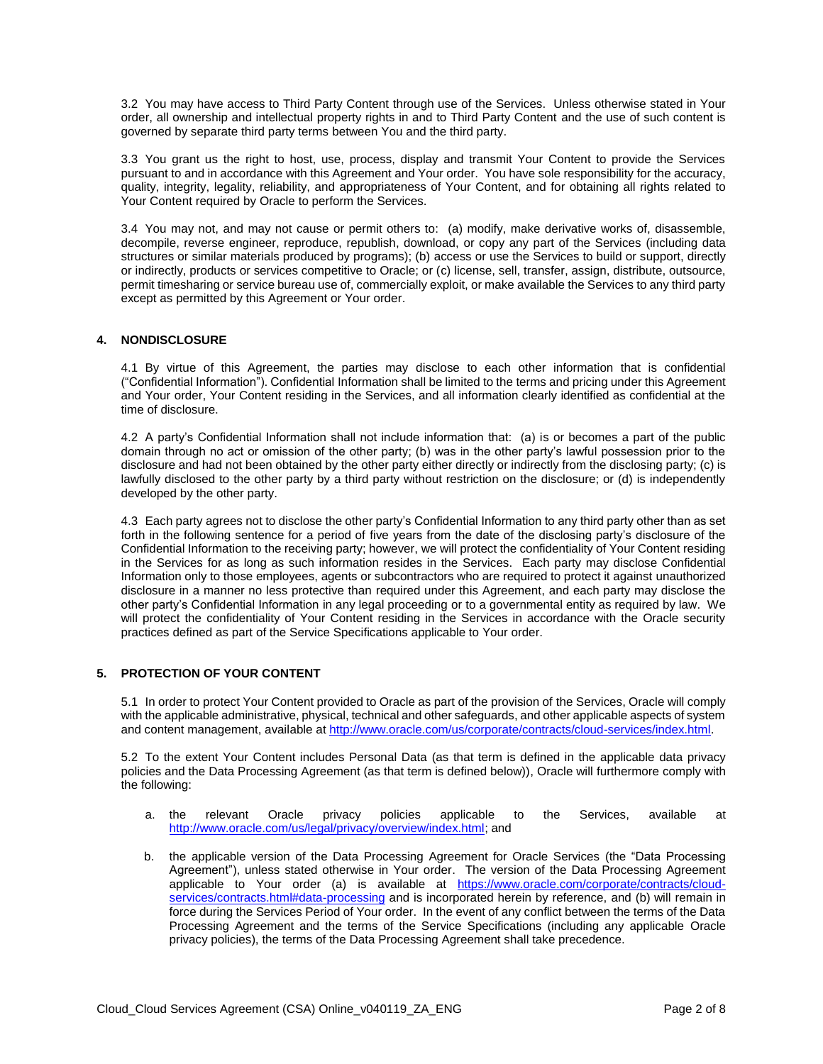3.2 You may have access to Third Party Content through use of the Services. Unless otherwise stated in Your order, all ownership and intellectual property rights in and to Third Party Content and the use of such content is governed by separate third party terms between You and the third party.

3.3 You grant us the right to host, use, process, display and transmit Your Content to provide the Services pursuant to and in accordance with this Agreement and Your order. You have sole responsibility for the accuracy, quality, integrity, legality, reliability, and appropriateness of Your Content, and for obtaining all rights related to Your Content required by Oracle to perform the Services.

3.4 You may not, and may not cause or permit others to: (a) modify, make derivative works of, disassemble, decompile, reverse engineer, reproduce, republish, download, or copy any part of the Services (including data structures or similar materials produced by programs); (b) access or use the Services to build or support, directly or indirectly, products or services competitive to Oracle; or (c) license, sell, transfer, assign, distribute, outsource, permit timesharing or service bureau use of, commercially exploit, or make available the Services to any third party except as permitted by this Agreement or Your order.

## 4. NONDISCLOSURE

4.1 By virtue of this Agreement, the parties may disclose to each other information that is confidential ("Confidential Information"). Confidential Information shall be limited to the terms and pricing under this Agreement and Your order, Your Content residing in the Services, and all information clearly identified as confidential at the time of disclosure.

4.2 A party's Confidential Information shall not include information that: (a) is or becomes a part of the public domain through no act or omission of the other party; (b) was in the other party's lawful possession prior to the disclosure and had not been obtained by the other party either directly or indirectly from the disclosing party; (c) is lawfully disclosed to the other party by a third party without restriction on the disclosure; or (d) is independently developed by the other party.

4.3 Each party agrees not to disclose the other party's Confidential Information to any third party other than as set forth in the following sentence for a period of five years from the date of the disclosing party's disclosure of the Confidential Information to the receiving party; however, we will protect the confidentiality of Your Content residing in the Services for as long as such information resides in the Services. Each party may disclose Confidential Information only to those employees, agents or subcontractors who are required to protect it against unauthorized disclosure in a manner no less protective than required under this Agreement, and each party may disclose the other party's Confidential Information in any legal proceeding or to a governmental entity as required by law. We will protect the confidentiality of Your Content residing in the Services in accordance with the Oracle security practices defined as part of the Service Specifications applicable to Your order.

## 5. PROTECTION OF YOUR CONTENT

5.1 In order to protect Your Content provided to Oracle as part of the provision of the Services, Oracle will comply with the applicable administrative, physical, technical and other safeguards, and other applicable aspects of system and content management, available at http://www.oracle.com/us/corporate/contracts/cloud-services/index.html.

5.2 To the extent Your Content includes Personal Data (as that term is defined in the applicable data privacy policies and the Data Processing Agreement (as that term is defined below)), Oracle will furthermore comply with the following:

a. the relevant Oracle privacy policies applicable to the Services, available at http://www.oracle.com/us/legal/privacy/overview/index.html; and

b. the applicable version of the Data Processing Agreement for Oracle Services (the "Data Processing Agreement"), unless stated otherwise in Your order. The version of the Data Processing Agreement applicable to Your order (a) is available at https://www.oracle.com/corporate/contracts/cloud-services/contracts.html#data-processing and is incorporated herein by reference, and (b) will remain in force during the Services Period of Your order. In the event of any conflict between the terms of the Data Processing Agreement and the terms of the Service Specifications (including any applicable Oracle privacy policies), the terms of the Data Processing Agreement shall take precedence.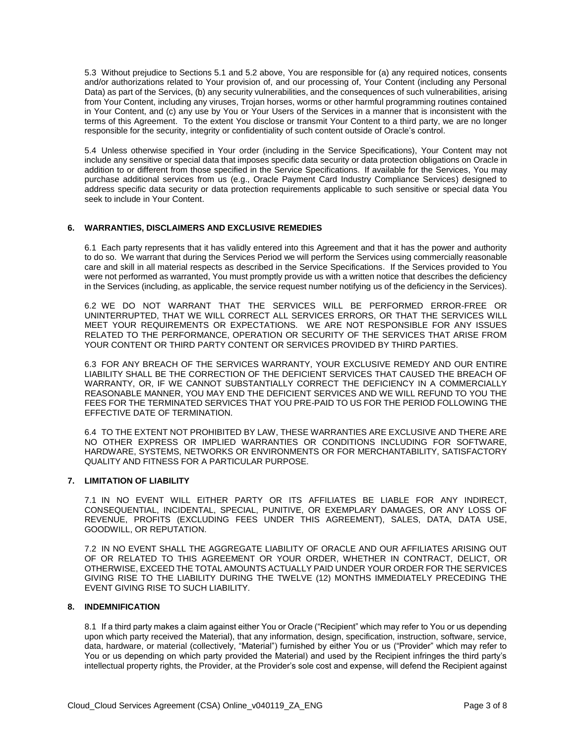5.3 Without prejudice to Sections 5.1 and 5.2 above, You are responsible for (a) any required notices, consents and/or authorizations related to Your provision of, and our processing of, Your Content (including any Personal Data) as part of the Services, (b) any security vulnerabilities, and the consequences of such vulnerabilities, arising from Your Content, including any viruses, Trojan horses, worms or other harmful programming routines contained in Your Content, and (c) any use by You or Your Users of the Services in a manner that is inconsistent with the terms of this Agreement. To the extent You disclose or transmit Your Content to a third party, we are no longer responsible for the security, integrity or confidentiality of such content outside of Oracle's control.

5.4 Unless otherwise specified in Your order (including in the Service Specifications), Your Content may not include any sensitive or special data that imposes specific data security or data protection obligations on Oracle in addition to or different from those specified in the Service Specifications. If available for the Services, You may purchase additional services from us (e.g., Oracle Payment Card Industry Compliance Services) designed to address specific data security or data protection requirements applicable to such sensitive or special data You seek to include in Your Content.

## 6. WARRANTIES, DISCLAIMERS AND EXCLUSIVE REMEDIES

6.1 Each party represents that it has validly entered into this Agreement and that it has the power and authority to do so. We warrant that during the Services Period we will perform the Services using commercially reasonable care and skill in all material respects as described in the Service Specifications. If the Services provided to You were not performed as warranted, You must promptly provide us with a written notice that describes the deficiency in the Services (including, as applicable, the service request number notifying us of the deficiency in the Services).

6.2 WE DO NOT WARRANT THAT THE SERVICES WILL BE PERFORMED ERROR-FREE OR UNINTERRUPTED, THAT WE WILL CORRECT ALL SERVICES ERRORS, OR THAT THE SERVICES WILL MEET YOUR REQUIREMENTS OR EXPECTATIONS. WE ARE NOT RESPONSIBLE FOR ANY ISSUES RELATED TO THE PERFORMANCE, OPERATION OR SECURITY OF THE SERVICES THAT ARISE FROM YOUR CONTENT OR THIRD PARTY CONTENT OR SERVICES PROVIDED BY THIRD PARTIES.

6.3 FOR ANY BREACH OF THE SERVICES WARRANTY, YOUR EXCLUSIVE REMEDY AND OUR ENTIRE LIABILITY SHALL BE THE CORRECTION OF THE DEFICIENT SERVICES THAT CAUSED THE BREACH OF WARRANTY, OR, IF WE CANNOT SUBSTANTIALLY CORRECT THE DEFICIENCY IN A COMMERCIALLY REASONABLE MANNER, YOU MAY END THE DEFICIENT SERVICES AND WE WILL REFUND TO YOU THE FEES FOR THE TERMINATED SERVICES THAT YOU PRE-PAID TO US FOR THE PERIOD FOLLOWING THE EFFECTIVE DATE OF TERMINATION.

6.4 TO THE EXTENT NOT PROHIBITED BY LAW, THESE WARRANTIES ARE EXCLUSIVE AND THERE ARE NO OTHER EXPRESS OR IMPLIED WARRANTIES OR CONDITIONS INCLUDING FOR SOFTWARE, HARDWARE, SYSTEMS, NETWORKS OR ENVIRONMENTS OR FOR MERCHANTABILITY, SATISFACTORY QUALITY AND FITNESS FOR A PARTICULAR PURPOSE.

## 7. LIMITATION OF LIABILITY

7.1 IN NO EVENT WILL EITHER PARTY OR ITS AFFILIATES BE LIABLE FOR ANY INDIRECT, CONSEQUENTIAL, INCIDENTAL, SPECIAL, PUNITIVE, OR EXEMPLARY DAMAGES, OR ANY LOSS OF REVENUE, PROFITS (EXCLUDING FEES UNDER THIS AGREEMENT), SALES, DATA, DATA USE, GOODWILL, OR REPUTATION.

7.2 IN NO EVENT SHALL THE AGGREGATE LIABILITY OF ORACLE AND OUR AFFILIATES ARISING OUT OF OR RELATED TO THIS AGREEMENT OR YOUR ORDER, WHETHER IN CONTRACT, DELICT, OR OTHERWISE, EXCEED THE TOTAL AMOUNTS ACTUALLY PAID UNDER YOUR ORDER FOR THE SERVICES GIVING RISE TO THE LIABILITY DURING THE TWELVE (12) MONTHS IMMEDIATELY PRECEDING THE EVENT GIVING RISE TO SUCH LIABILITY.

## 8. INDEMNIFICATION

8.1 If a third party makes a claim against either You or Oracle ("Recipient" which may refer to You or us depending upon which party received the Material), that any information, design, specification, instruction, software, service, data, hardware, or material (collectively, "Material") furnished by either You or us ("Provider" which may refer to You or us depending on which party provided the Material) and used by the Recipient infringes the third party's intellectual property rights, the Provider, at the Provider's sole cost and expense, will defend the Recipient against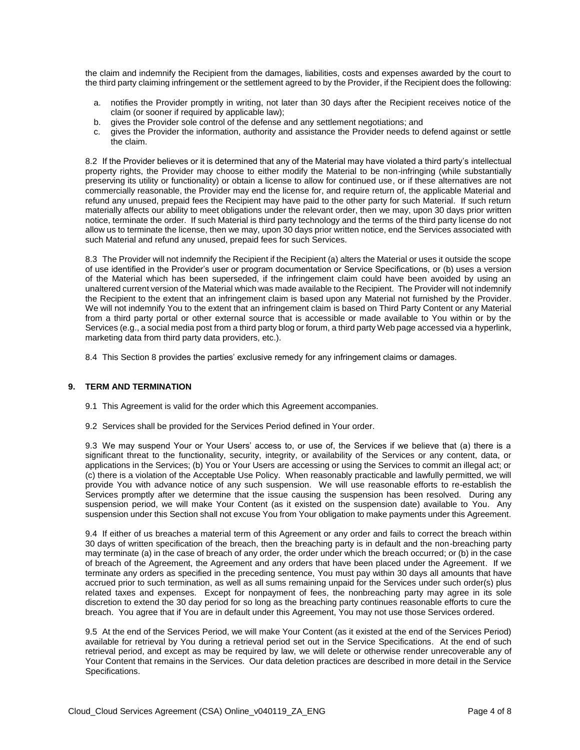the claim and indemnify the Recipient from the damages, liabilities, costs and expenses awarded by the court to the third party claiming infringement or the settlement agreed to by the Provider, if the Recipient does the following:

a. notifies the Provider promptly in writing, not later than 30 days after the Recipient receives notice of the claim (or sooner if required by applicable law);
b. gives the Provider sole control of the defense and any settlement negotiations; and
c. gives the Provider the information, authority and assistance the Provider needs to defend against or settle the claim.

8.2 If the Provider believes or it is determined that any of the Material may have violated a third party's intellectual property rights, the Provider may choose to either modify the Material to be non-infringing (while substantially preserving its utility or functionality) or obtain a license to allow for continued use, or if these alternatives are not commercially reasonable, the Provider may end the license for, and require return of, the applicable Material and refund any unused, prepaid fees the Recipient may have paid to the other party for such Material. If such return materially affects our ability to meet obligations under the relevant order, then we may, upon 30 days prior written notice, terminate the order. If such Material is third party technology and the terms of the third party license do not allow us to terminate the license, then we may, upon 30 days prior written notice, end the Services associated with such Material and refund any unused, prepaid fees for such Services.

8.3 The Provider will not indemnify the Recipient if the Recipient (a) alters the Material or uses it outside the scope of use identified in the Provider's user or program documentation or Service Specifications, or (b) uses a version of the Material which has been superseded, if the infringement claim could have been avoided by using an unaltered current version of the Material which was made available to the Recipient. The Provider will not indemnify the Recipient to the extent that an infringement claim is based upon any Material not furnished by the Provider. We will not indemnify You to the extent that an infringement claim is based on Third Party Content or any Material from a third party portal or other external source that is accessible or made available to You within or by the Services (e.g., a social media post from a third party blog or forum, a third party Web page accessed via a hyperlink, marketing data from third party data providers, etc.).

8.4 This Section 8 provides the parties' exclusive remedy for any infringement claims or damages.

## 9. TERM AND TERMINATION

9.1 This Agreement is valid for the order which this Agreement accompanies.

9.2 Services shall be provided for the Services Period defined in Your order.

9.3 We may suspend Your or Your Users' access to, or use of, the Services if we believe that (a) there is a significant threat to the functionality, security, integrity, or availability of the Services or any content, data, or applications in the Services; (b) You or Your Users are accessing or using the Services to commit an illegal act; or (c) there is a violation of the Acceptable Use Policy. When reasonably practicable and lawfully permitted, we will provide You with advance notice of any such suspension. We will use reasonable efforts to re-establish the Services promptly after we determine that the issue causing the suspension has been resolved. During any suspension period, we will make Your Content (as it existed on the suspension date) available to You. Any suspension under this Section shall not excuse You from Your obligation to make payments under this Agreement.

9.4 If either of us breaches a material term of this Agreement or any order and fails to correct the breach within 30 days of written specification of the breach, then the breaching party is in default and the non-breaching party may terminate (a) in the case of breach of any order, the order under which the breach occurred; or (b) in the case of breach of the Agreement, the Agreement and any orders that have been placed under the Agreement. If we terminate any orders as specified in the preceding sentence, You must pay within 30 days all amounts that have accrued prior to such termination, as well as all sums remaining unpaid for the Services under such order(s) plus related taxes and expenses. Except for nonpayment of fees, the nonbreaching party may agree in its sole discretion to extend the 30 day period for so long as the breaching party continues reasonable efforts to cure the breach. You agree that if You are in default under this Agreement, You may not use those Services ordered.

9.5 At the end of the Services Period, we will make Your Content (as it existed at the end of the Services Period) available for retrieval by You during a retrieval period set out in the Service Specifications. At the end of such retrieval period, and except as may be required by law, we will delete or otherwise render unrecoverable any of Your Content that remains in the Services. Our data deletion practices are described in more detail in the Service Specifications.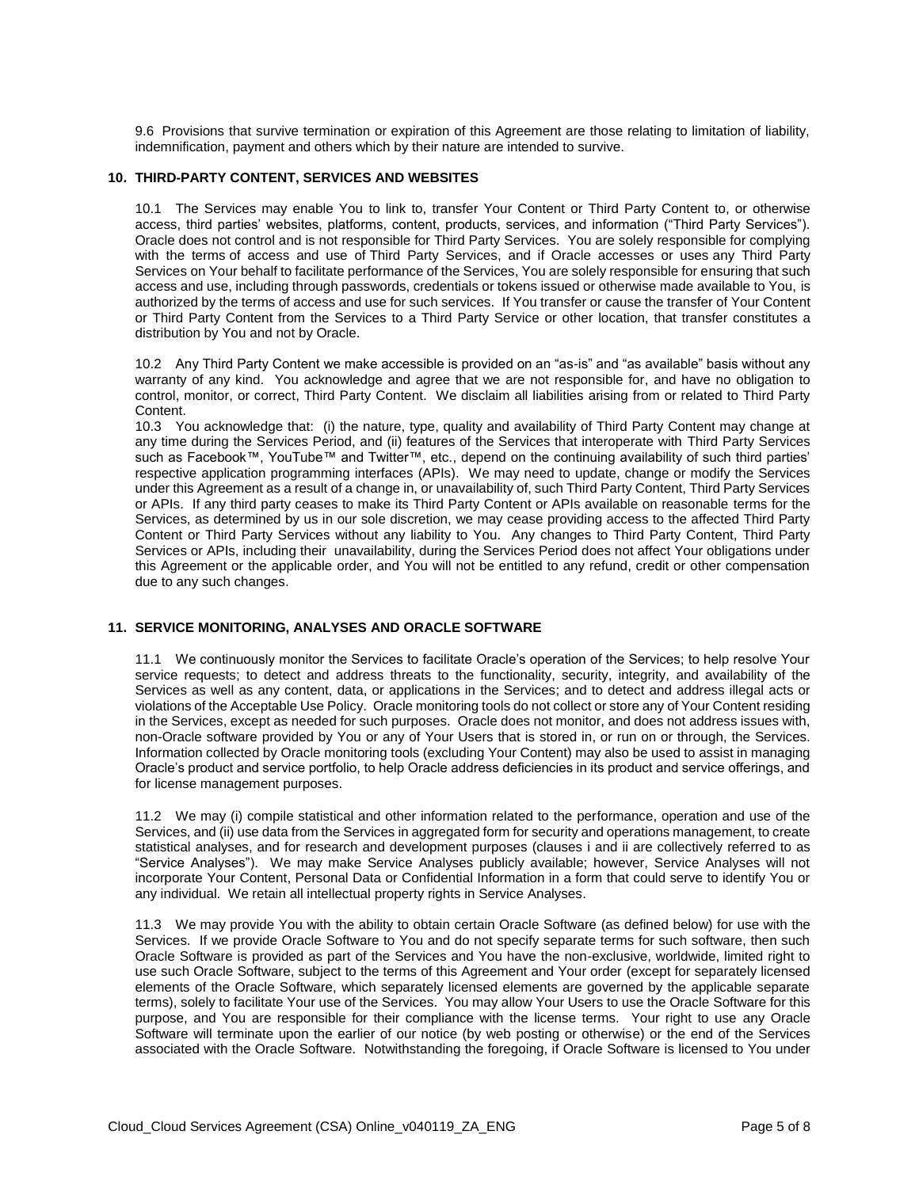9.6 Provisions that survive termination or expiration of this Agreement are those relating to limitation of liability, indemnification, payment and others which by their nature are intended to survive.

## 10. THIRD-PARTY CONTENT, SERVICES AND WEBSITES

10.1 The Services may enable You to link to, transfer Your Content or Third Party Content to, or otherwise access, third parties' websites, platforms, content, products, services, and information ("Third Party Services"). Oracle does not control and is not responsible for Third Party Services. You are solely responsible for complying with the terms of access and use of Third Party Services, and if Oracle accesses or uses any Third Party Services on Your behalf to facilitate performance of the Services, You are solely responsible for ensuring that such access and use, including through passwords, credentials or tokens issued or otherwise made available to You, is authorized by the terms of access and use for such services. If You transfer or cause the transfer of Your Content or Third Party Content from the Services to a Third Party Service or other location, that transfer constitutes a distribution by You and not by Oracle.

10.2 Any Third Party Content we make accessible is provided on an "as-is" and "as available" basis without any warranty of any kind. You acknowledge and agree that we are not responsible for, and have no obligation to control, monitor, or correct, Third Party Content. We disclaim all liabilities arising from or related to Third Party Content.

10.3 You acknowledge that: (i) the nature, type, quality and availability of Third Party Content may change at any time during the Services Period, and (ii) features of the Services that interoperate with Third Party Services such as Facebook™, YouTube™ and Twitter™, etc., depend on the continuing availability of such third parties' respective application programming interfaces (APIs). We may need to update, change or modify the Services under this Agreement as a result of a change in, or unavailability of, such Third Party Content, Third Party Services or APIs. If any third party ceases to make its Third Party Content or APIs available on reasonable terms for the Services, as determined by us in our sole discretion, we may cease providing access to the affected Third Party Content or Third Party Services without any liability to You. Any changes to Third Party Content, Third Party Services or APIs, including their unavailability, during the Services Period does not affect Your obligations under this Agreement or the applicable order, and You will not be entitled to any refund, credit or other compensation due to any such changes.

## 11. SERVICE MONITORING, ANALYSES AND ORACLE SOFTWARE

11.1 We continuously monitor the Services to facilitate Oracle's operation of the Services; to help resolve Your service requests; to detect and address threats to the functionality, security, integrity, and availability of the Services as well as any content, data, or applications in the Services; and to detect and address illegal acts or violations of the Acceptable Use Policy. Oracle monitoring tools do not collect or store any of Your Content residing in the Services, except as needed for such purposes. Oracle does not monitor, and does not address issues with, non-Oracle software provided by You or any of Your Users that is stored in, or run on or through, the Services. Information collected by Oracle monitoring tools (excluding Your Content) may also be used to assist in managing Oracle's product and service portfolio, to help Oracle address deficiencies in its product and service offerings, and for license management purposes.

11.2 We may (i) compile statistical and other information related to the performance, operation and use of the Services, and (ii) use data from the Services in aggregated form for security and operations management, to create statistical analyses, and for research and development purposes (clauses i and ii are collectively referred to as "Service Analyses"). We may make Service Analyses publicly available; however, Service Analyses will not incorporate Your Content, Personal Data or Confidential Information in a form that could serve to identify You or any individual. We retain all intellectual property rights in Service Analyses.

11.3 We may provide You with the ability to obtain certain Oracle Software (as defined below) for use with the Services. If we provide Oracle Software to You and do not specify separate terms for such software, then such Oracle Software is provided as part of the Services and You have the non-exclusive, worldwide, limited right to use such Oracle Software, subject to the terms of this Agreement and Your order (except for separately licensed elements of the Oracle Software, which separately licensed elements are governed by the applicable separate terms), solely to facilitate Your use of the Services. You may allow Your Users to use the Oracle Software for this purpose, and You are responsible for their compliance with the license terms. Your right to use any Oracle Software will terminate upon the earlier of our notice (by web posting or otherwise) or the end of the Services associated with the Oracle Software. Notwithstanding the foregoing, if Oracle Software is licensed to You under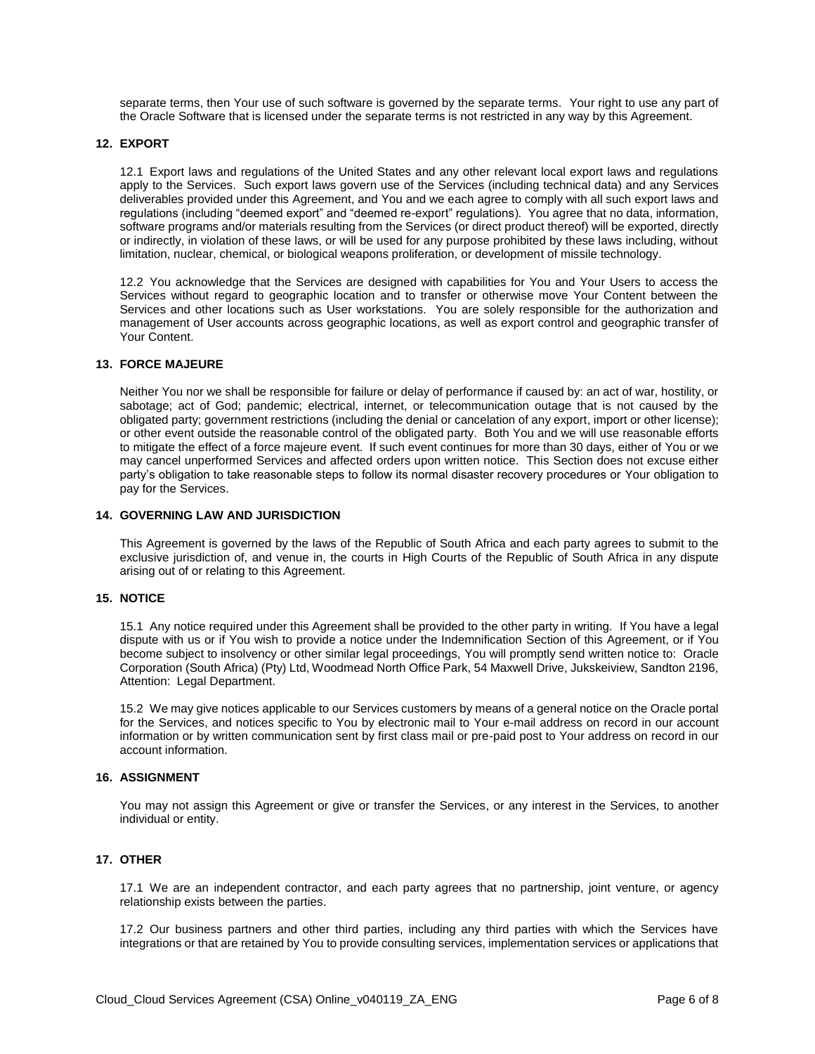separate terms, then Your use of such software is governed by the separate terms. Your right to use any part of the Oracle Software that is licensed under the separate terms is not restricted in any way by this Agreement.

## 12. EXPORT

12.1 Export laws and regulations of the United States and any other relevant local export laws and regulations apply to the Services. Such export laws govern use of the Services (including technical data) and any Services deliverables provided under this Agreement, and You and we each agree to comply with all such export laws and regulations (including "deemed export" and "deemed re-export" regulations). You agree that no data, information, software programs and/or materials resulting from the Services (or direct product thereof) will be exported, directly or indirectly, in violation of these laws, or will be used for any purpose prohibited by these laws including, without limitation, nuclear, chemical, or biological weapons proliferation, or development of missile technology.

12.2 You acknowledge that the Services are designed with capabilities for You and Your Users to access the Services without regard to geographic location and to transfer or otherwise move Your Content between the Services and other locations such as User workstations. You are solely responsible for the authorization and management of User accounts across geographic locations, as well as export control and geographic transfer of Your Content.

## 13. FORCE MAJEURE

Neither You nor we shall be responsible for failure or delay of performance if caused by: an act of war, hostility, or sabotage; act of God; pandemic; electrical, internet, or telecommunication outage that is not caused by the obligated party; government restrictions (including the denial or cancelation of any export, import or other license); or other event outside the reasonable control of the obligated party. Both You and we will use reasonable efforts to mitigate the effect of a force majeure event. If such event continues for more than 30 days, either of You or we may cancel unperformed Services and affected orders upon written notice. This Section does not excuse either party's obligation to take reasonable steps to follow its normal disaster recovery procedures or Your obligation to pay for the Services.

## 14. GOVERNING LAW AND JURISDICTION

This Agreement is governed by the laws of the Republic of South Africa and each party agrees to submit to the exclusive jurisdiction of, and venue in, the courts in High Courts of the Republic of South Africa in any dispute arising out of or relating to this Agreement.

## 15. NOTICE

15.1 Any notice required under this Agreement shall be provided to the other party in writing. If You have a legal dispute with us or if You wish to provide a notice under the Indemnification Section of this Agreement, or if You become subject to insolvency or other similar legal proceedings, You will promptly send written notice to: Oracle Corporation (South Africa) (Pty) Ltd, Woodmead North Office Park, 54 Maxwell Drive, Jukskeiview, Sandton 2196, Attention: Legal Department.

15.2 We may give notices applicable to our Services customers by means of a general notice on the Oracle portal for the Services, and notices specific to You by electronic mail to Your e-mail address on record in our account information or by written communication sent by first class mail or pre-paid post to Your address on record in our account information.

## 16. ASSIGNMENT

You may not assign this Agreement or give or transfer the Services, or any interest in the Services, to another individual or entity.

## 17. OTHER

17.1 We are an independent contractor, and each party agrees that no partnership, joint venture, or agency relationship exists between the parties.

17.2 Our business partners and other third parties, including any third parties with which the Services have integrations or that are retained by You to provide consulting services, implementation services or applications that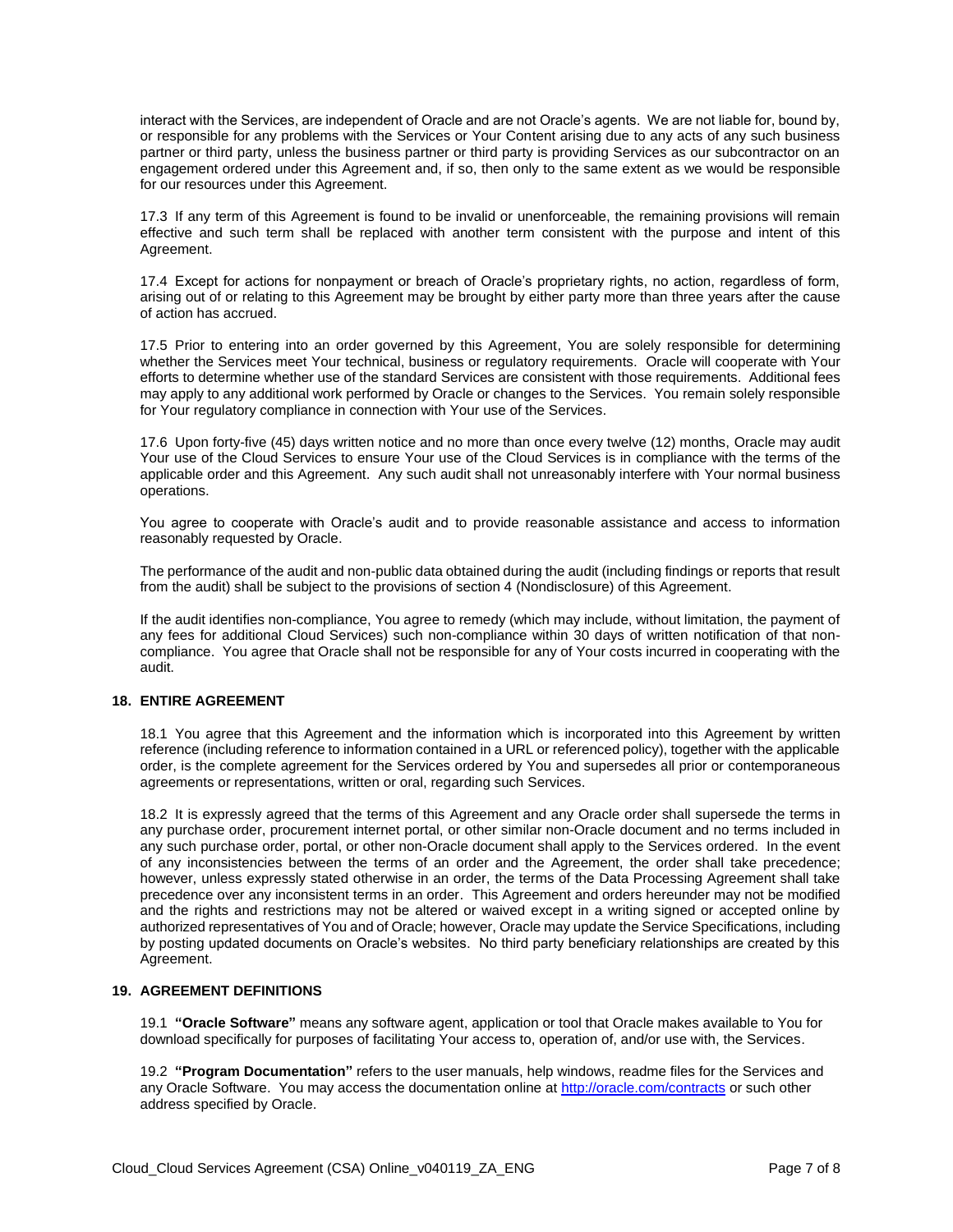interact with the Services, are independent of Oracle and are not Oracle's agents. We are not liable for, bound by, or responsible for any problems with the Services or Your Content arising due to any acts of any such business partner or third party, unless the business partner or third party is providing Services as our subcontractor on an engagement ordered under this Agreement and, if so, then only to the same extent as we would be responsible for our resources under this Agreement.

17.3 If any term of this Agreement is found to be invalid or unenforceable, the remaining provisions will remain effective and such term shall be replaced with another term consistent with the purpose and intent of this Agreement.

17.4 Except for actions for nonpayment or breach of Oracle's proprietary rights, no action, regardless of form, arising out of or relating to this Agreement may be brought by either party more than three years after the cause of action has accrued.

17.5 Prior to entering into an order governed by this Agreement, You are solely responsible for determining whether the Services meet Your technical, business or regulatory requirements. Oracle will cooperate with Your efforts to determine whether use of the standard Services are consistent with those requirements. Additional fees may apply to any additional work performed by Oracle or changes to the Services. You remain solely responsible for Your regulatory compliance in connection with Your use of the Services.

17.6 Upon forty-five (45) days written notice and no more than once every twelve (12) months, Oracle may audit Your use of the Cloud Services to ensure Your use of the Cloud Services is in compliance with the terms of the applicable order and this Agreement. Any such audit shall not unreasonably interfere with Your normal business operations.

You agree to cooperate with Oracle's audit and to provide reasonable assistance and access to information reasonably requested by Oracle.

The performance of the audit and non-public data obtained during the audit (including findings or reports that result from the audit) shall be subject to the provisions of section 4 (Nondisclosure) of this Agreement.

If the audit identifies non-compliance, You agree to remedy (which may include, without limitation, the payment of any fees for additional Cloud Services) such non-compliance within 30 days of written notification of that non-compliance. You agree that Oracle shall not be responsible for any of Your costs incurred in cooperating with the audit.

## 18. ENTIRE AGREEMENT

18.1 You agree that this Agreement and the information which is incorporated into this Agreement by written reference (including reference to information contained in a URL or referenced policy), together with the applicable order, is the complete agreement for the Services ordered by You and supersedes all prior or contemporaneous agreements or representations, written or oral, regarding such Services.

18.2 It is expressly agreed that the terms of this Agreement and any Oracle order shall supersede the terms in any purchase order, procurement internet portal, or other similar non-Oracle document and no terms included in any such purchase order, portal, or other non-Oracle document shall apply to the Services ordered. In the event of any inconsistencies between the terms of an order and the Agreement, the order shall take precedence; however, unless expressly stated otherwise in an order, the terms of the Data Processing Agreement shall take precedence over any inconsistent terms in an order. This Agreement and orders hereunder may not be modified and the rights and restrictions may not be altered or waived except in a writing signed or accepted online by authorized representatives of You and of Oracle; however, Oracle may update the Service Specifications, including by posting updated documents on Oracle's websites. No third party beneficiary relationships are created by this Agreement.

## 19. AGREEMENT DEFINITIONS

19.1 **"Oracle Software"** means any software agent, application or tool that Oracle makes available to You for download specifically for purposes of facilitating Your access to, operation of, and/or use with, the Services.

19.2 **"Program Documentation"** refers to the user manuals, help windows, readme files for the Services and any Oracle Software. You may access the documentation online at [http://oracle.com/contracts](http://oracle.com/contracts) or such other address specified by Oracle.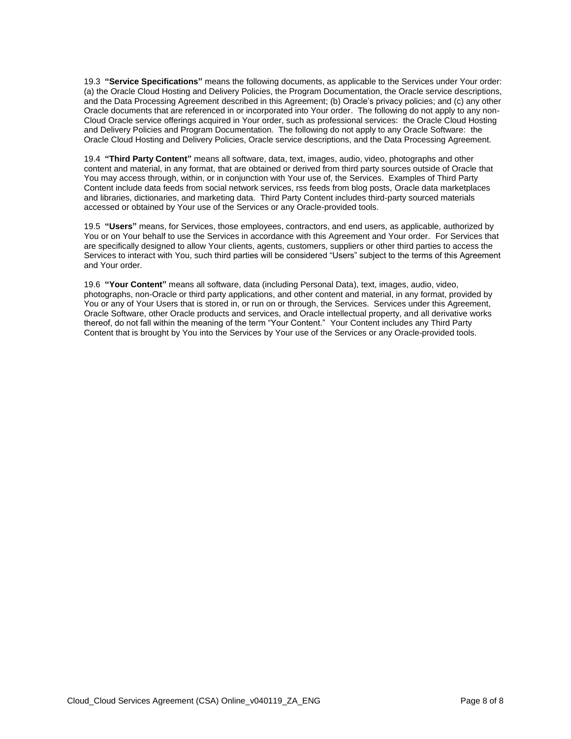19.3 **"Service Specifications"** means the following documents, as applicable to the Services under Your order: (a) the Oracle Cloud Hosting and Delivery Policies, the Program Documentation, the Oracle service descriptions, and the Data Processing Agreement described in this Agreement; (b) Oracle's privacy policies; and (c) any other Oracle documents that are referenced in or incorporated into Your order. The following do not apply to any non-Cloud Oracle service offerings acquired in Your order, such as professional services: the Oracle Cloud Hosting and Delivery Policies and Program Documentation. The following do not apply to any Oracle Software: the Oracle Cloud Hosting and Delivery Policies, Oracle service descriptions, and the Data Processing Agreement.

19.4 **"Third Party Content"** means all software, data, text, images, audio, video, photographs and other content and material, in any format, that are obtained or derived from third party sources outside of Oracle that You may access through, within, or in conjunction with Your use of, the Services. Examples of Third Party Content include data feeds from social network services, rss feeds from blog posts, Oracle data marketplaces and libraries, dictionaries, and marketing data. Third Party Content includes third-party sourced materials accessed or obtained by Your use of the Services or any Oracle-provided tools.

19.5 **"Users"** means, for Services, those employees, contractors, and end users, as applicable, authorized by You or on Your behalf to use the Services in accordance with this Agreement and Your order. For Services that are specifically designed to allow Your clients, agents, customers, suppliers or other third parties to access the Services to interact with You, such third parties will be considered "Users" subject to the terms of this Agreement and Your order.

19.6 **"Your Content"** means all software, data (including Personal Data), text, images, audio, video, photographs, non-Oracle or third party applications, and other content and material, in any format, provided by You or any of Your Users that is stored in, or run on or through, the Services. Services under this Agreement, Oracle Software, other Oracle products and services, and Oracle intellectual property, and all derivative works thereof, do not fall within the meaning of the term "Your Content." Your Content includes any Third Party Content that is brought by You into the Services by Your use of the Services or any Oracle-provided tools.